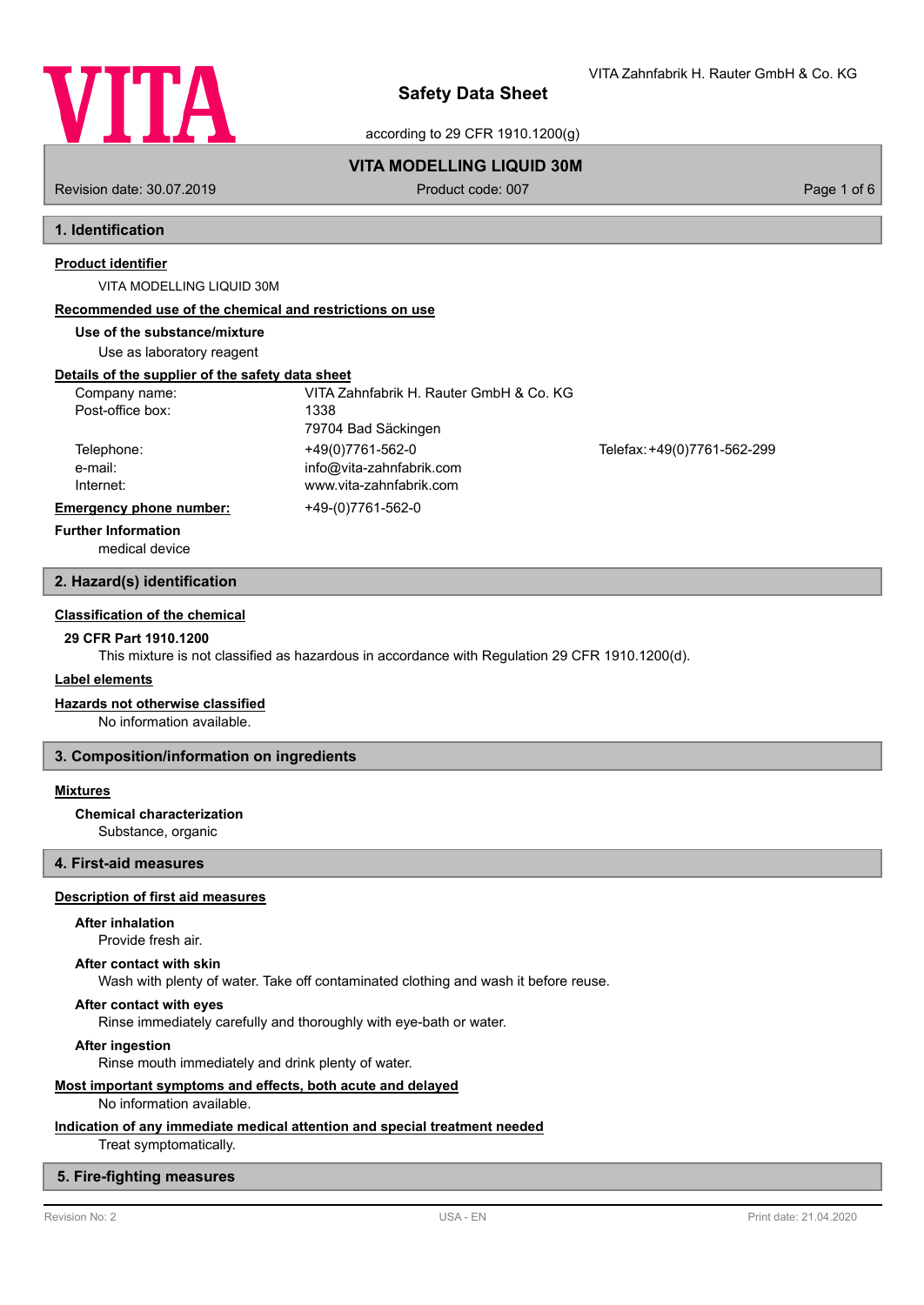# Safety Data Sheet

according to 29 CFR 1910.1200(g)

**VITA MODELLING LIQUID 30M**

Revision date: 30.07.2019 | Product code: 007

## 1. Identification

**Product identifier**

VITA MODELLING LIQUID 30M

**Recommended use of the chemical and restrictions on use**

**Use of the substance/mixture**

Use as laboratory reagent

**Details of the supplier of the safety data sheet**

| | | |
|---|---|---|
| Company name: | VITA Zahnfabrik H. Rauter GmbH & Co. KG | |
| Post-office box: | 1338 | |
| | 79704 Bad Säckingen | |
| Telephone: | +49(0)7761-562-0 | Telefax: +49(0)7761-562-299 |
| e-mail: | info@vita-zahnfabrik.com | |
| Internet: | www.vita-zahnfabrik.com | |

**Emergency phone number:** +49-(0)7761-562-0

**Further Information**

medical device

## 2. Hazard(s) identification

**Classification of the chemical**

**29 CFR Part 1910.1200**

This mixture is not classified as hazardous in accordance with Regulation 29 CFR 1910.1200(d).

**Label elements**

**Hazards not otherwise classified**

No information available.

## 3. Composition/information on ingredients

**Mixtures**

**Chemical characterization**

Substance, organic

## 4. First-aid measures

**Description of first aid measures**

**After inhalation**

Provide fresh air.

**After contact with skin**

Wash with plenty of water. Take off contaminated clothing and wash it before reuse.

**After contact with eyes**

Rinse immediately carefully and thoroughly with eye-bath or water.

**After ingestion**

Rinse mouth immediately and drink plenty of water.

**Most important symptoms and effects, both acute and delayed**

No information available.

**Indication of any immediate medical attention and special treatment needed**

Treat symptomatically.

## 5. Fire-fighting measures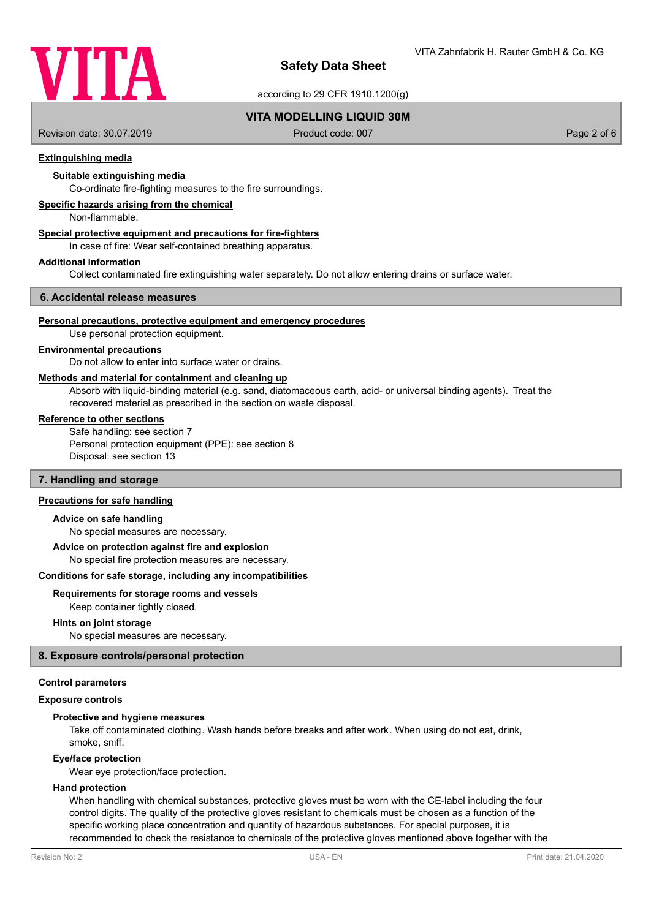#### Extinguishing media

**Suitable extinguishing media**

Co-ordinate fire-fighting measures to the fire surroundings.

#### Specific hazards arising from the chemical

Non-flammable.

#### Special protective equipment and precautions for fire-fighters

In case of fire: Wear self-contained breathing apparatus.

**Additional information**

Collect contaminated fire extinguishing water separately. Do not allow entering drains or surface water.

## 6. Accidental release measures

#### Personal precautions, protective equipment and emergency procedures

Use personal protection equipment.

#### Environmental precautions

Do not allow to enter into surface water or drains.

#### Methods and material for containment and cleaning up

Absorb with liquid-binding material (e.g. sand, diatomaceous earth, acid- or universal binding agents). Treat the recovered material as prescribed in the section on waste disposal.

#### Reference to other sections

Safe handling: see section 7
Personal protection equipment (PPE): see section 8
Disposal: see section 13

## 7. Handling and storage

#### Precautions for safe handling

**Advice on safe handling**

No special measures are necessary.

**Advice on protection against fire and explosion**

No special fire protection measures are necessary.

#### Conditions for safe storage, including any incompatibilities

**Requirements for storage rooms and vessels**

Keep container tightly closed.

**Hints on joint storage**

No special measures are necessary.

## 8. Exposure controls/personal protection

#### Control parameters

#### Exposure controls

**Protective and hygiene measures**

Take off contaminated clothing. Wash hands before breaks and after work. When using do not eat, drink, smoke, sniff.

**Eye/face protection**

Wear eye protection/face protection.

**Hand protection**

When handling with chemical substances, protective gloves must be worn with the CE-label including the four control digits. The quality of the protective gloves resistant to chemicals must be chosen as a function of the specific working place concentration and quantity of hazardous substances. For special purposes, it is recommended to check the resistance to chemicals of the protective gloves mentioned above together with the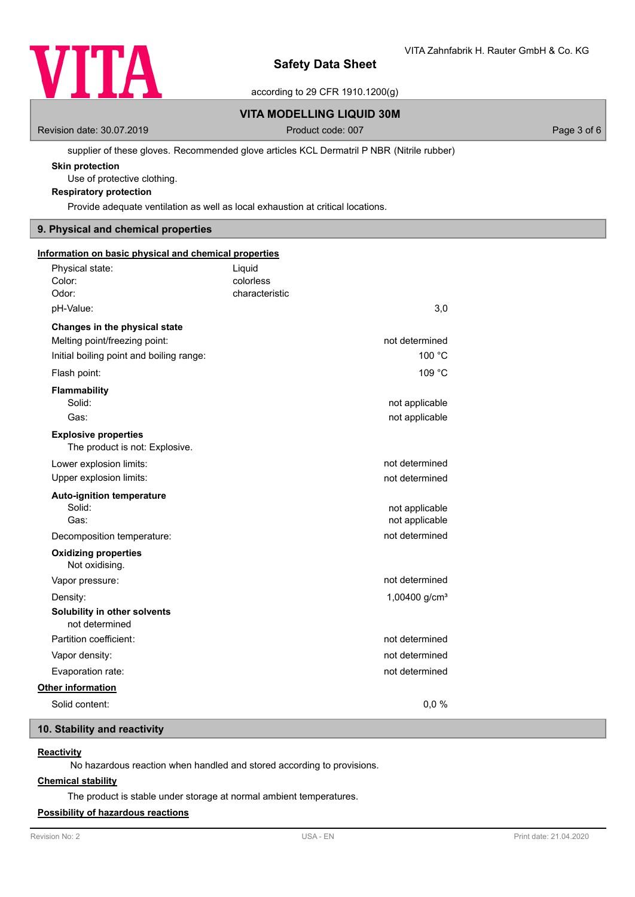supplier of these gloves. Recommended glove articles KCL Dermatril P NBR (Nitrile rubber)

**Skin protection**

Use of protective clothing.

**Respiratory protection**

Provide adequate ventilation as well as local exhaustion at critical locations.

## 9. Physical and chemical properties

**Information on basic physical and chemical properties**

| | | |
|---|---|---|
| Physical state: | Liquid | |
| Color: | colorless | |
| Odor: | characteristic | |
| pH-Value: | | 3,0 |

**Changes in the physical state**

| | |
|---|---|
| Melting point/freezing point: | not determined |
| Initial boiling point and boiling range: | 100 °C |
| Flash point: | 109 °C |

**Flammability**

| | |
|---|---|
| Solid: | not applicable |
| Gas: | not applicable |

**Explosive properties**

The product is not: Explosive.

| | |
|---|---|
| Lower explosion limits: | not determined |
| Upper explosion limits: | not determined |

**Auto-ignition temperature**

| | |
|---|---|
| Solid: | not applicable |
| Gas: | not applicable |
| Decomposition temperature: | not determined |

**Oxidizing properties**

Not oxidising.

| | |
|---|---|
| Vapor pressure: | not determined |
| Density: | 1,00400 g/cm³ |

**Solubility in other solvents**

not determined

| | |
|---|---|
| Partition coefficient: | not determined |
| Vapor density: | not determined |
| Evaporation rate: | not determined |

**Other information**

| | |
|---|---|
| Solid content: | 0,0 % |

## 10. Stability and reactivity

**Reactivity**

No hazardous reaction when handled and stored according to provisions.

**Chemical stability**

The product is stable under storage at normal ambient temperatures.

**Possibility of hazardous reactions**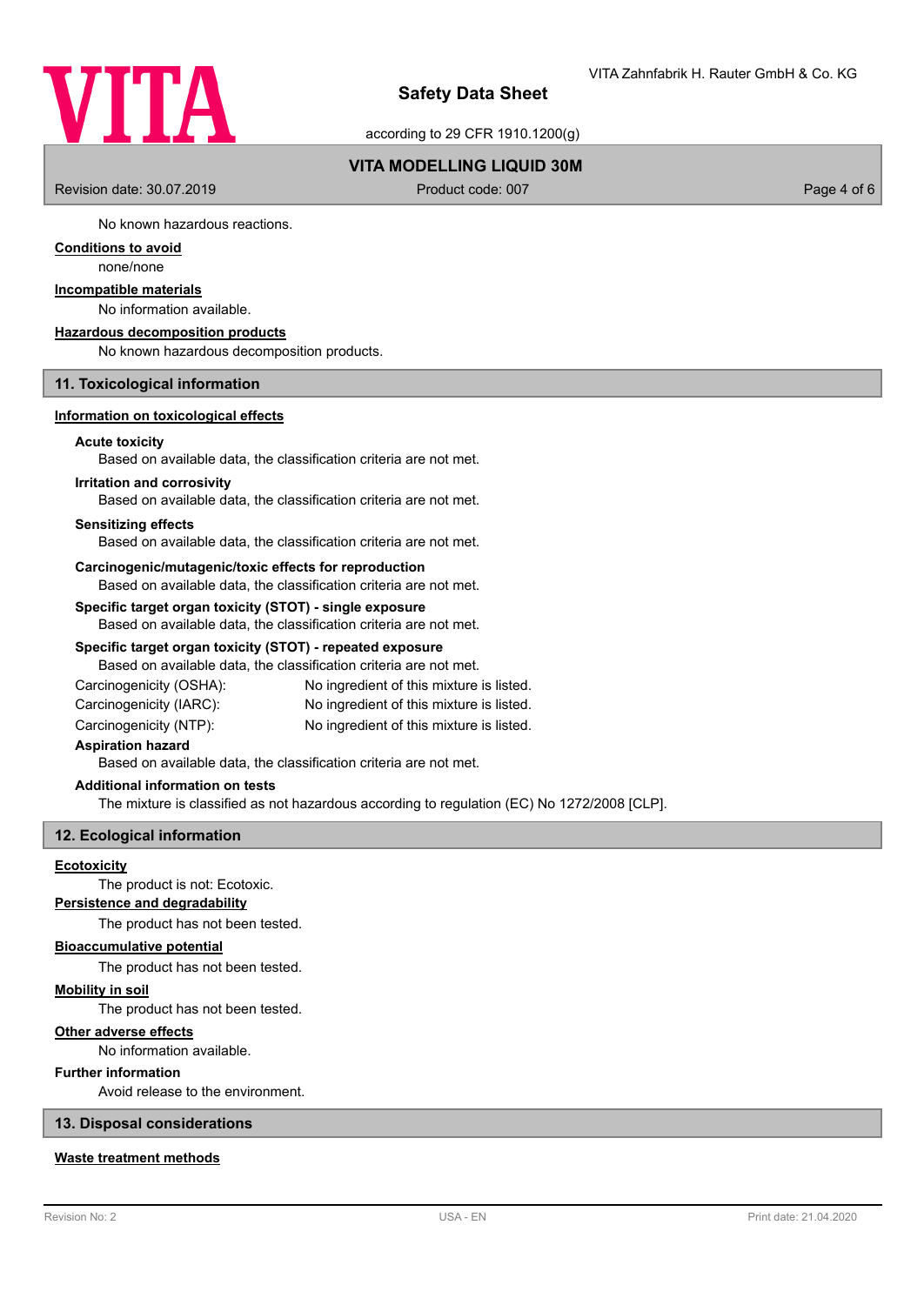No known hazardous reactions.

**Conditions to avoid**

none/none

**Incompatible materials**

No information available.

**Hazardous decomposition products**

No known hazardous decomposition products.

## 11. Toxicological information

**Information on toxicological effects**

**Acute toxicity**

Based on available data, the classification criteria are not met.

**Irritation and corrosivity**

Based on available data, the classification criteria are not met.

**Sensitizing effects**

Based on available data, the classification criteria are not met.

**Carcinogenic/mutagenic/toxic effects for reproduction**

Based on available data, the classification criteria are not met.

**Specific target organ toxicity (STOT) - single exposure**

Based on available data, the classification criteria are not met.

**Specific target organ toxicity (STOT) - repeated exposure**

Based on available data, the classification criteria are not met.

| | |
|---|---|
| Carcinogenicity (OSHA): | No ingredient of this mixture is listed. |
| Carcinogenicity (IARC): | No ingredient of this mixture is listed. |
| Carcinogenicity (NTP): | No ingredient of this mixture is listed. |

**Aspiration hazard**

Based on available data, the classification criteria are not met.

**Additional information on tests**

The mixture is classified as not hazardous according to regulation (EC) No 1272/2008 [CLP].

## 12. Ecological information

**Ecotoxicity**

The product is not: Ecotoxic.

**Persistence and degradability**

The product has not been tested.

**Bioaccumulative potential**

The product has not been tested.

**Mobility in soil**

The product has not been tested.

**Other adverse effects**

No information available.

**Further information**

Avoid release to the environment.

## 13. Disposal considerations

**Waste treatment methods**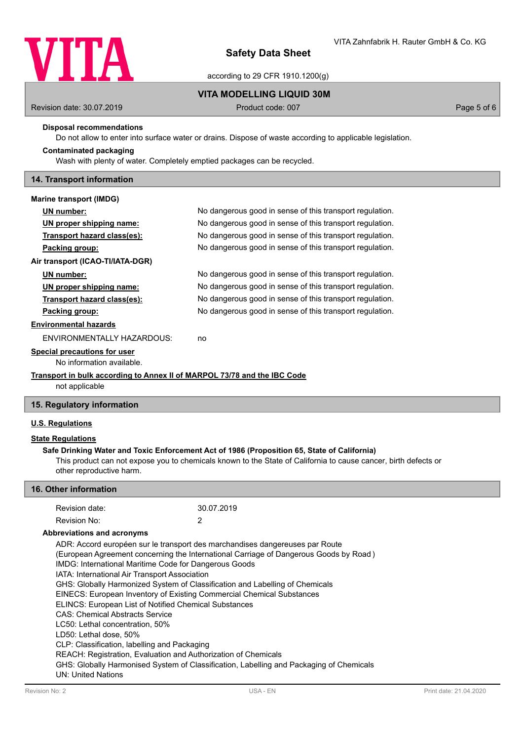### Disposal recommendations

Do not allow to enter into surface water or drains. Dispose of waste according to applicable legislation.

### Contaminated packaging

Wash with plenty of water. Completely emptied packages can be recycled.

## 14. Transport information

**Marine transport (IMDG)**

| | |
|---|---|
| **UN number:** | No dangerous good in sense of this transport regulation. |
| **UN proper shipping name:** | No dangerous good in sense of this transport regulation. |
| **Transport hazard class(es):** | No dangerous good in sense of this transport regulation. |
| **Packing group:** | No dangerous good in sense of this transport regulation. |

**Air transport (ICAO-TI/IATA-DGR)**

| | |
|---|---|
| **UN number:** | No dangerous good in sense of this transport regulation. |
| **UN proper shipping name:** | No dangerous good in sense of this transport regulation. |
| **Transport hazard class(es):** | No dangerous good in sense of this transport regulation. |
| **Packing group:** | No dangerous good in sense of this transport regulation. |

**Environmental hazards**

ENVIRONMENTALLY HAZARDOUS: no

**Special precautions for user**

No information available.

**Transport in bulk according to Annex II of MARPOL 73/78 and the IBC Code**

not applicable

## 15. Regulatory information

**U.S. Regulations**

**State Regulations**

**Safe Drinking Water and Toxic Enforcement Act of 1986 (Proposition 65, State of California)**

This product can not expose you to chemicals known to the State of California to cause cancer, birth defects or other reproductive harm.

## 16. Other information

| | |
|---|---|
| Revision date: | 30.07.2019 |
| Revision No: | 2 |

### Abbreviations and acronyms

ADR: Accord européen sur le transport des marchandises dangereuses par Route
(European Agreement concerning the International Carriage of Dangerous Goods by Road )
IMDG: International Maritime Code for Dangerous Goods
IATA: International Air Transport Association
GHS: Globally Harmonized System of Classification and Labelling of Chemicals
EINECS: European Inventory of Existing Commercial Chemical Substances
ELINCS: European List of Notified Chemical Substances
CAS: Chemical Abstracts Service
LC50: Lethal concentration, 50%
LD50: Lethal dose, 50%
CLP: Classification, labelling and Packaging
REACH: Registration, Evaluation and Authorization of Chemicals
GHS: Globally Harmonised System of Classification, Labelling and Packaging of Chemicals
UN: United Nations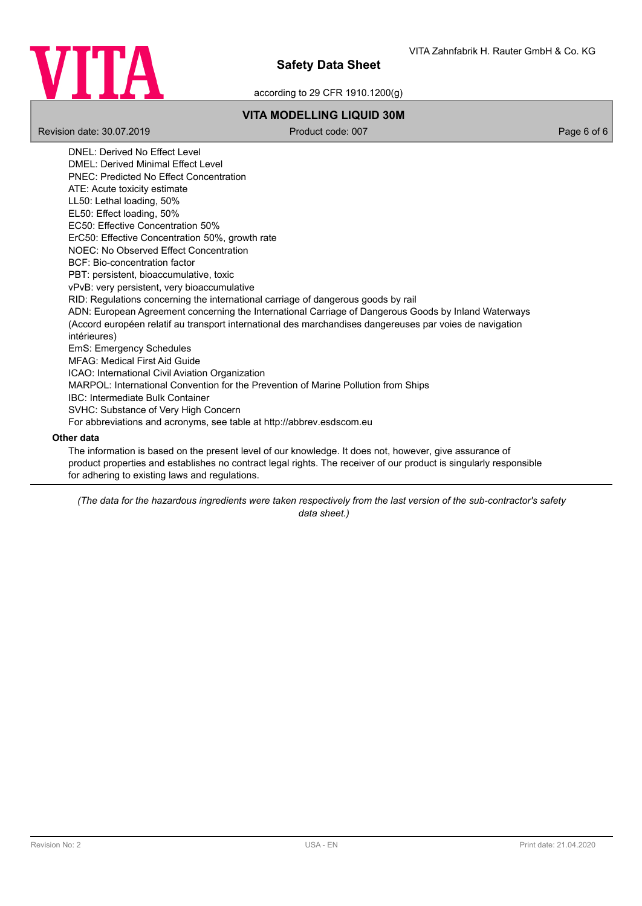DNEL: Derived No Effect Level
DMEL: Derived Minimal Effect Level
PNEC: Predicted No Effect Concentration
ATE: Acute toxicity estimate
LL50: Lethal loading, 50%
EL50: Effect loading, 50%
EC50: Effective Concentration 50%
ErC50: Effective Concentration 50%, growth rate
NOEC: No Observed Effect Concentration
BCF: Bio-concentration factor
PBT: persistent, bioaccumulative, toxic
vPvB: very persistent, very bioaccumulative
RID: Regulations concerning the international carriage of dangerous goods by rail
ADN: European Agreement concerning the International Carriage of Dangerous Goods by Inland Waterways (Accord européen relatif au transport international des marchandises dangereuses par voies de navigation intérieures)
EmS: Emergency Schedules
MFAG: Medical First Aid Guide
ICAO: International Civil Aviation Organization
MARPOL: International Convention for the Prevention of Marine Pollution from Ships
IBC: Intermediate Bulk Container
SVHC: Substance of Very High Concern
For abbreviations and acronyms, see table at http://abbrev.esdscom.eu

**Other data**

The information is based on the present level of our knowledge. It does not, however, give assurance of product properties and establishes no contract legal rights. The receiver of our product is singularly responsible for adhering to existing laws and regulations.

---

*(The data for the hazardous ingredients were taken respectively from the last version of the sub-contractor's safety data sheet.)*